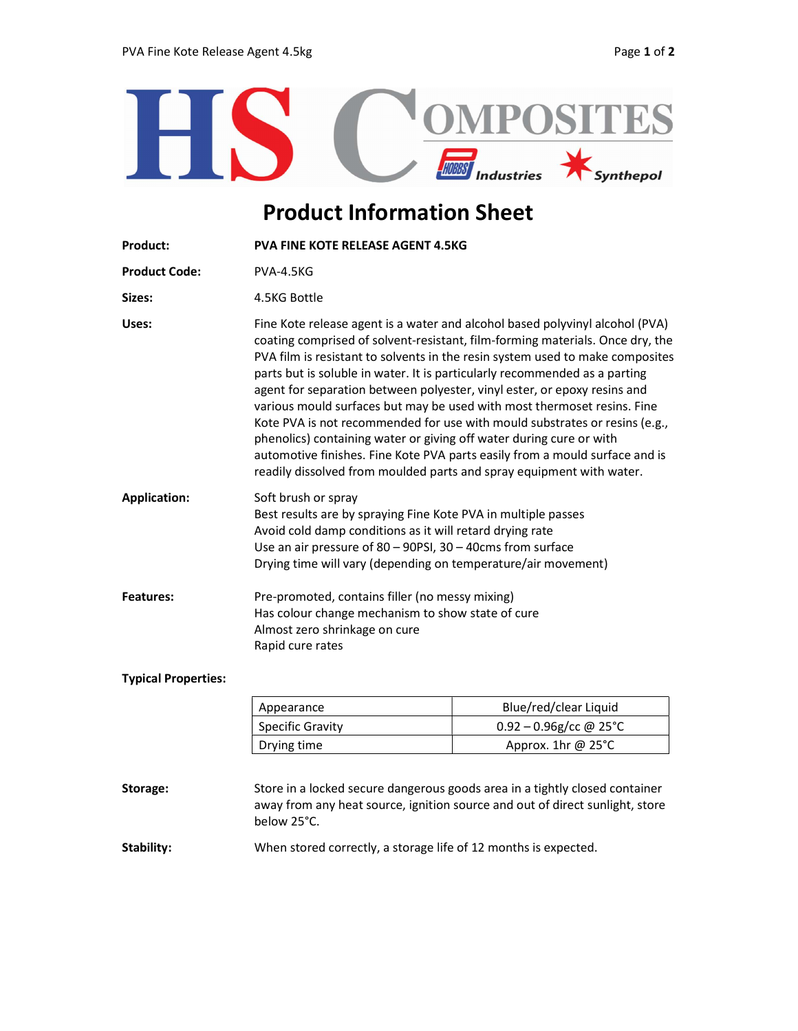# Product Information Sheet

**Product:** **PVA FINE KOTE RELEASE AGENT 4.5KG**

**Product Code:** PVA-4.5KG

**Sizes:** 4.5KG Bottle

**Uses:** Fine Kote release agent is a water and alcohol based polyvinyl alcohol (PVA) coating comprised of solvent-resistant, film-forming materials. Once dry, the PVA film is resistant to solvents in the resin system used to make composites parts but is soluble in water. It is particularly recommended as a parting agent for separation between polyester, vinyl ester, or epoxy resins and various mould surfaces but may be used with most thermoset resins. Fine Kote PVA is not recommended for use with mould substrates or resins (e.g., phenolics) containing water or giving off water during cure or with automotive finishes. Fine Kote PVA parts easily from a mould surface and is readily dissolved from moulded parts and spray equipment with water.

**Application:**

Soft brush or spray
Best results are by spraying Fine Kote PVA in multiple passes
Avoid cold damp conditions as it will retard drying rate
Use an air pressure of 80 – 90PSI, 30 – 40cms from surface
Drying time will vary (depending on temperature/air movement)

**Features:**

Pre-promoted, contains filler (no messy mixing)
Has colour change mechanism to show state of cure
Almost zero shrinkage on cure
Rapid cure rates

**Typical Properties:**

| | |
|---|---|
| Appearance | Blue/red/clear Liquid |
| Specific Gravity | 0.92 – 0.96g/cc @ 25°C |
| Drying time | Approx. 1hr @ 25°C |

**Storage:** Store in a locked secure dangerous goods area in a tightly closed container away from any heat source, ignition source and out of direct sunlight, store below 25°C.

**Stability:** When stored correctly, a storage life of 12 months is expected.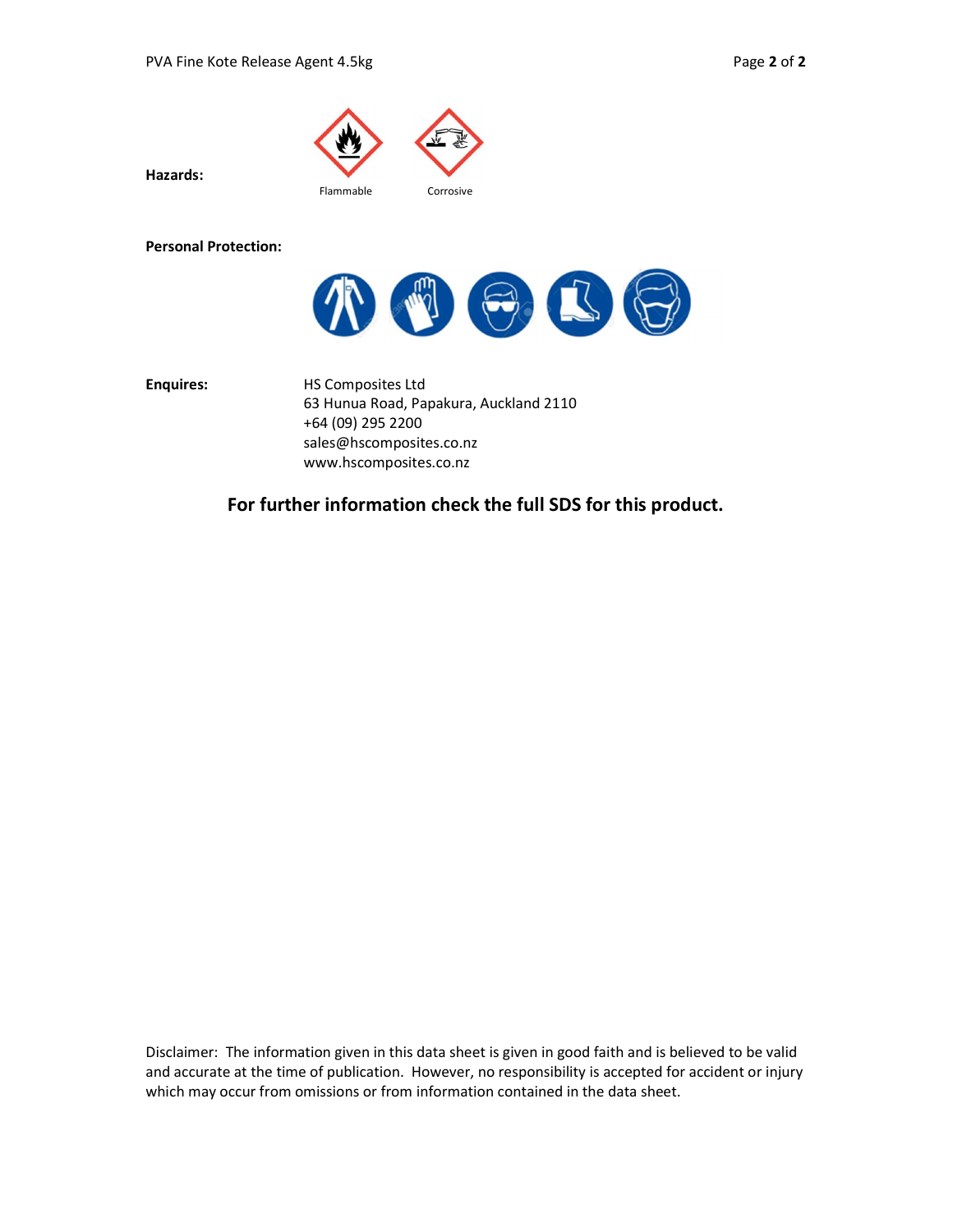**Hazards:**

Flammable

Corrosive

**Personal Protection:**

**Enquires:**

HS Composites Ltd
63 Hunua Road, Papakura, Auckland 2110
+64 (09) 295 2200
sales@hscomposites.co.nz
www.hscomposites.co.nz

**For further information check the full SDS for this product.**

Disclaimer: The information given in this data sheet is given in good faith and is believed to be valid and accurate at the time of publication. However, no responsibility is accepted for accident or injury which may occur from omissions or from information contained in the data sheet.